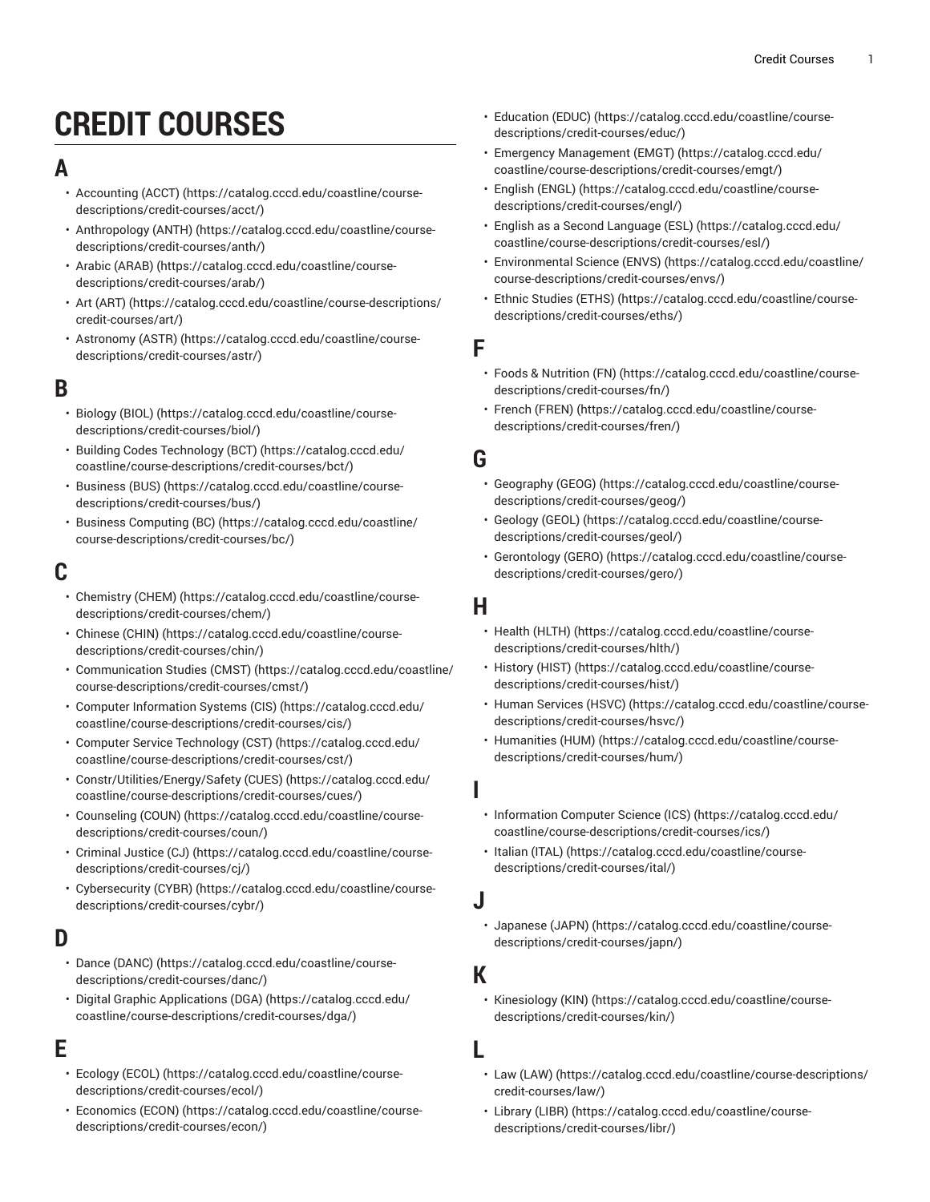# CREDIT COURSES

## A

- Accounting (ACCT) (https://catalog.cccd.edu/coastline/course-descriptions/credit-courses/acct/)
- Anthropology (ANTH) (https://catalog.cccd.edu/coastline/course-descriptions/credit-courses/anth/)
- Arabic (ARAB) (https://catalog.cccd.edu/coastline/course-descriptions/credit-courses/arab/)
- Art (ART) (https://catalog.cccd.edu/coastline/course-descriptions/credit-courses/art/)
- Astronomy (ASTR) (https://catalog.cccd.edu/coastline/course-descriptions/credit-courses/astr/)

## B

- Biology (BIOL) (https://catalog.cccd.edu/coastline/course-descriptions/credit-courses/biol/)
- Building Codes Technology (BCT) (https://catalog.cccd.edu/coastline/course-descriptions/credit-courses/bct/)
- Business (BUS) (https://catalog.cccd.edu/coastline/course-descriptions/credit-courses/bus/)
- Business Computing (BC) (https://catalog.cccd.edu/coastline/course-descriptions/credit-courses/bc/)

## C

- Chemistry (CHEM) (https://catalog.cccd.edu/coastline/course-descriptions/credit-courses/chem/)
- Chinese (CHIN) (https://catalog.cccd.edu/coastline/course-descriptions/credit-courses/chin/)
- Communication Studies (CMST) (https://catalog.cccd.edu/coastline/course-descriptions/credit-courses/cmst/)
- Computer Information Systems (CIS) (https://catalog.cccd.edu/coastline/course-descriptions/credit-courses/cis/)
- Computer Service Technology (CST) (https://catalog.cccd.edu/coastline/course-descriptions/credit-courses/cst/)
- Constr/Utilities/Energy/Safety (CUES) (https://catalog.cccd.edu/coastline/course-descriptions/credit-courses/cues/)
- Counseling (COUN) (https://catalog.cccd.edu/coastline/course-descriptions/credit-courses/coun/)
- Criminal Justice (CJ) (https://catalog.cccd.edu/coastline/course-descriptions/credit-courses/cj/)
- Cybersecurity (CYBR) (https://catalog.cccd.edu/coastline/course-descriptions/credit-courses/cybr/)

## D

- Dance (DANC) (https://catalog.cccd.edu/coastline/course-descriptions/credit-courses/danc/)
- Digital Graphic Applications (DGA) (https://catalog.cccd.edu/coastline/course-descriptions/credit-courses/dga/)

## E

- Ecology (ECOL) (https://catalog.cccd.edu/coastline/course-descriptions/credit-courses/ecol/)
- Economics (ECON) (https://catalog.cccd.edu/coastline/course-descriptions/credit-courses/econ/)
- Education (EDUC) (https://catalog.cccd.edu/coastline/course-descriptions/credit-courses/educ/)
- Emergency Management (EMGT) (https://catalog.cccd.edu/coastline/course-descriptions/credit-courses/emgt/)
- English (ENGL) (https://catalog.cccd.edu/coastline/course-descriptions/credit-courses/engl/)
- English as a Second Language (ESL) (https://catalog.cccd.edu/coastline/course-descriptions/credit-courses/esl/)
- Environmental Science (ENVS) (https://catalog.cccd.edu/coastline/course-descriptions/credit-courses/envs/)
- Ethnic Studies (ETHS) (https://catalog.cccd.edu/coastline/course-descriptions/credit-courses/eths/)

## F

- Foods & Nutrition (FN) (https://catalog.cccd.edu/coastline/course-descriptions/credit-courses/fn/)
- French (FREN) (https://catalog.cccd.edu/coastline/course-descriptions/credit-courses/fren/)

## G

- Geography (GEOG) (https://catalog.cccd.edu/coastline/course-descriptions/credit-courses/geog/)
- Geology (GEOL) (https://catalog.cccd.edu/coastline/course-descriptions/credit-courses/geol/)
- Gerontology (GERO) (https://catalog.cccd.edu/coastline/course-descriptions/credit-courses/gero/)

## H

- Health (HLTH) (https://catalog.cccd.edu/coastline/course-descriptions/credit-courses/hlth/)
- History (HIST) (https://catalog.cccd.edu/coastline/course-descriptions/credit-courses/hist/)
- Human Services (HSVC) (https://catalog.cccd.edu/coastline/course-descriptions/credit-courses/hsvc/)
- Humanities (HUM) (https://catalog.cccd.edu/coastline/course-descriptions/credit-courses/hum/)

## I

- Information Computer Science (ICS) (https://catalog.cccd.edu/coastline/course-descriptions/credit-courses/ics/)
- Italian (ITAL) (https://catalog.cccd.edu/coastline/course-descriptions/credit-courses/ital/)

## J

- Japanese (JAPN) (https://catalog.cccd.edu/coastline/course-descriptions/credit-courses/japn/)

## K

- Kinesiology (KIN) (https://catalog.cccd.edu/coastline/course-descriptions/credit-courses/kin/)

## L

- Law (LAW) (https://catalog.cccd.edu/coastline/course-descriptions/credit-courses/law/)
- Library (LIBR) (https://catalog.cccd.edu/coastline/course-descriptions/credit-courses/libr/)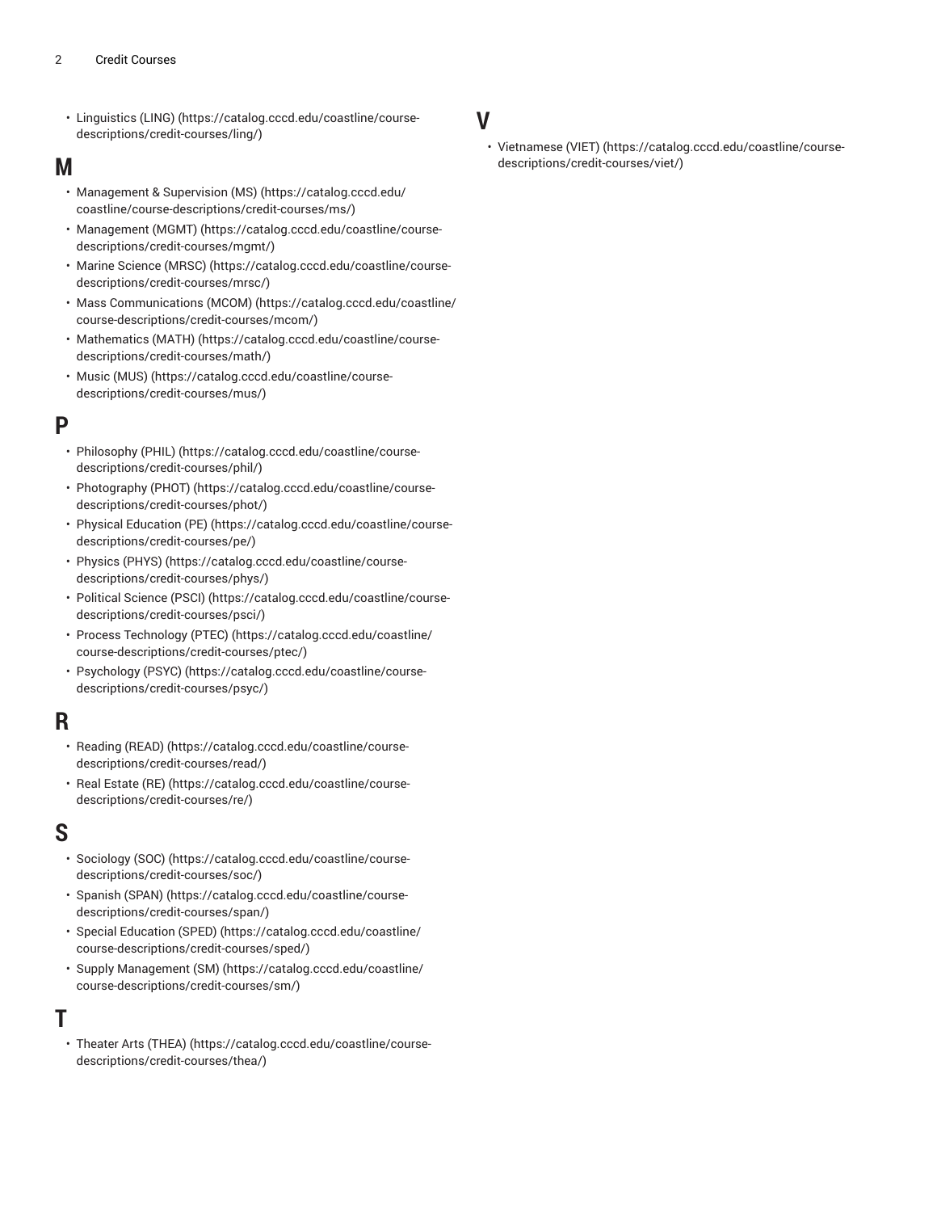- Linguistics (LING) (https://catalog.cccd.edu/coastline/course-descriptions/credit-courses/ling/)

## M

- Management & Supervision (MS) (https://catalog.cccd.edu/coastline/course-descriptions/credit-courses/ms/)
- Management (MGMT) (https://catalog.cccd.edu/coastline/course-descriptions/credit-courses/mgmt/)
- Marine Science (MRSC) (https://catalog.cccd.edu/coastline/course-descriptions/credit-courses/mrsc/)
- Mass Communications (MCOM) (https://catalog.cccd.edu/coastline/course-descriptions/credit-courses/mcom/)
- Mathematics (MATH) (https://catalog.cccd.edu/coastline/course-descriptions/credit-courses/math/)
- Music (MUS) (https://catalog.cccd.edu/coastline/course-descriptions/credit-courses/mus/)

## P

- Philosophy (PHIL) (https://catalog.cccd.edu/coastline/course-descriptions/credit-courses/phil/)
- Photography (PHOT) (https://catalog.cccd.edu/coastline/course-descriptions/credit-courses/phot/)
- Physical Education (PE) (https://catalog.cccd.edu/coastline/course-descriptions/credit-courses/pe/)
- Physics (PHYS) (https://catalog.cccd.edu/coastline/course-descriptions/credit-courses/phys/)
- Political Science (PSCI) (https://catalog.cccd.edu/coastline/course-descriptions/credit-courses/psci/)
- Process Technology (PTEC) (https://catalog.cccd.edu/coastline/course-descriptions/credit-courses/ptec/)
- Psychology (PSYC) (https://catalog.cccd.edu/coastline/course-descriptions/credit-courses/psyc/)

## R

- Reading (READ) (https://catalog.cccd.edu/coastline/course-descriptions/credit-courses/read/)
- Real Estate (RE) (https://catalog.cccd.edu/coastline/course-descriptions/credit-courses/re/)

## S

- Sociology (SOC) (https://catalog.cccd.edu/coastline/course-descriptions/credit-courses/soc/)
- Spanish (SPAN) (https://catalog.cccd.edu/coastline/course-descriptions/credit-courses/span/)
- Special Education (SPED) (https://catalog.cccd.edu/coastline/course-descriptions/credit-courses/sped/)
- Supply Management (SM) (https://catalog.cccd.edu/coastline/course-descriptions/credit-courses/sm/)

## T

- Theater Arts (THEA) (https://catalog.cccd.edu/coastline/course-descriptions/credit-courses/thea/)

## V

- Vietnamese (VIET) (https://catalog.cccd.edu/coastline/course-descriptions/credit-courses/viet/)